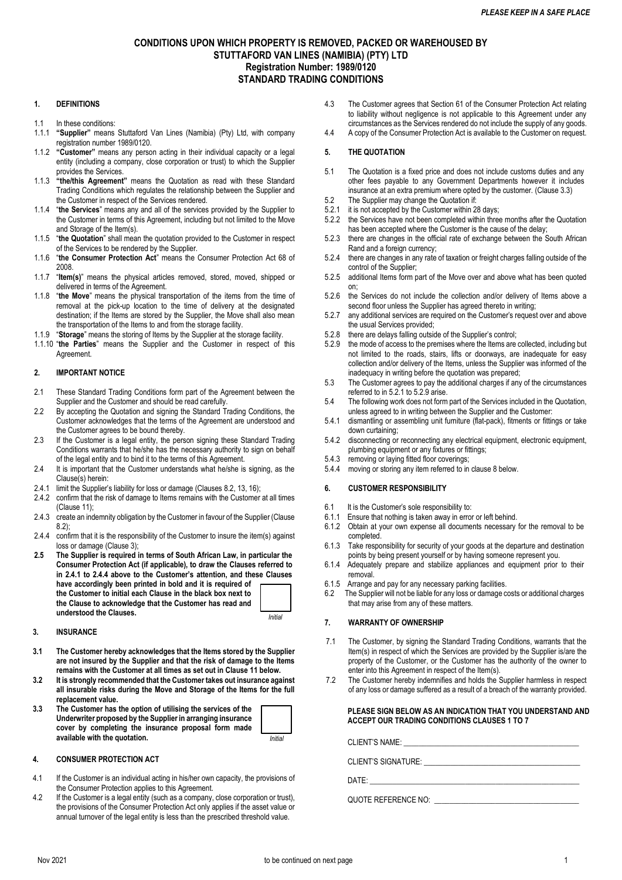**PLEASE KEEP IN A SAFE PLACE**

# CONDITIONS UPON WHICH PROPERTY IS REMOVED, PACKED OR WAREHOUSED BY STUTTAFORD VAN LINES (NAMIBIA) (PTY) LTD
## Registration Number: 1989/0120
## STANDARD TRADING CONDITIONS

### 1. DEFINITIONS

1.1 In these conditions:

1.1.1 **"Supplier"** means Stuttaford Van Lines (Namibia) (Pty) Ltd, with company registration number 1989/0120.

1.1.2 **"Customer"** means any person acting in their individual capacity or a legal entity (including a company, close corporation or trust) to which the Supplier provides the Services.

1.1.3 **"the/this Agreement"** means the Quotation as read with these Standard Trading Conditions which regulates the relationship between the Supplier and the Customer in respect of the Services rendered.

1.1.4 "**the Services**" means any and all of the services provided by the Supplier to the Customer in terms of this Agreement, including but not limited to the Move and Storage of the Item(s).

1.1.5 "**the Quotation**" shall mean the quotation provided to the Customer in respect of the Services to be rendered by the Supplier.

1.1.6 "**the Consumer Protection Act**" means the Consumer Protection Act 68 of 2008.

1.1.7 "**Item(s)**" means the physical articles removed, stored, moved, shipped or delivered in terms of the Agreement.

1.1.8 "**the Move**" means the physical transportation of the items from the time of removal at the pick-up location to the time of delivery at the designated destination; if the Items are stored by the Supplier, the Move shall also mean the transportation of the Items to and from the storage facility.

1.1.9 "**Storage**" means the storing of Items by the Supplier at the storage facility.

1.1.10 "**the Parties**" means the Supplier and the Customer in respect of this Agreement.

### 2. IMPORTANT NOTICE

2.1 These Standard Trading Conditions form part of the Agreement between the Supplier and the Customer and should be read carefully.

2.2 By accepting the Quotation and signing the Standard Trading Conditions, the Customer acknowledges that the terms of the Agreement are understood and the Customer agrees to be bound thereby.

2.3 If the Customer is a legal entity, the person signing these Standard Trading Conditions warrants that he/she has the necessary authority to sign on behalf of the legal entity and to bind it to the terms of this Agreement.

2.4 It is important that the Customer understands what he/she is signing, as the Clause(s) herein:

2.4.1 limit the Supplier's liability for loss or damage (Clauses 8.2, 13, 16);

2.4.2 confirm that the risk of damage to Items remains with the Customer at all times (Clause 11);

2.4.3 create an indemnity obligation by the Customer in favour of the Supplier (Clause 8.2);

2.4.4 confirm that it is the responsibility of the Customer to insure the item(s) against loss or damage (Clause 3);

**2.5 The Supplier is required in terms of South African Law, in particular the Consumer Protection Act (if applicable), to draw the Clauses referred to in 2.4.1 to 2.4.4 above to the Customer's attention, and these Clauses have accordingly been printed in bold and it is required of the Customer to initial each Clause in the black box next to the Clause to acknowledge that the Customer has read and understood the Clauses.**

*Initial*

### 3. INSURANCE

**3.1 The Customer hereby acknowledges that the Items stored by the Supplier are not insured by the Supplier and that the risk of damage to the Items remains with the Customer at all times as set out in Clause 11 below.**

**3.2 It is strongly recommended that the Customer takes out insurance against all insurable risks during the Move and Storage of the Items for the full replacement value.**

**3.3 The Customer has the option of utilising the services of the Underwriter proposed by the Supplier in arranging insurance cover by completing the insurance proposal form made available with the quotation.**

*Initial*

### 4. CONSUMER PROTECTION ACT

4.1 If the Customer is an individual acting in his/her own capacity, the provisions of the Consumer Protection applies to this Agreement.

4.2 If the Customer is a legal entity (such as a company, close corporation or trust), the provisions of the Consumer Protection Act only applies if the asset value or annual turnover of the legal entity is less than the prescribed threshold value.

4.3 The Customer agrees that Section 61 of the Consumer Protection Act relating to liability without negligence is not applicable to this Agreement under any circumstances as the Services rendered do not include the supply of any goods.

4.4 A copy of the Consumer Protection Act is available to the Customer on request.

### 5. THE QUOTATION

5.1 The Quotation is a fixed price and does not include customs duties and any other fees payable to any Government Departments however it includes insurance at an extra premium where opted by the customer. (Clause 3.3)

5.2 The Supplier may change the Quotation if:

5.2.1 it is not accepted by the Customer within 28 days;

5.2.2 the Services have not been completed within three months after the Quotation has been accepted where the Customer is the cause of the delay;

5.2.3 there are changes in the official rate of exchange between the South African Rand and a foreign currency;

5.2.4 there are changes in any rate of taxation or freight charges falling outside of the control of the Supplier;

5.2.5 additional Items form part of the Move over and above what has been quoted on;

5.2.6 the Services do not include the collection and/or delivery of Items above a second floor unless the Supplier has agreed thereto in writing;

5.2.7 any additional services are required on the Customer's request over and above the usual Services provided;

5.2.8 there are delays falling outside of the Supplier's control;

5.2.9 the mode of access to the premises where the Items are collected, including but not limited to the roads, stairs, lifts or doorways, are inadequate for easy collection and/or delivery of the Items, unless the Supplier was informed of the inadequacy in writing before the quotation was prepared;

5.3 The Customer agrees to pay the additional charges if any of the circumstances referred to in 5.2.1 to 5.2.9 arise.

5.4 The following work does not form part of the Services included in the Quotation, unless agreed to in writing between the Supplier and the Customer:

5.4.1 dismantling or assembling unit furniture (flat-pack), fitments or fittings or take down curtaining;

5.4.2 disconnecting or reconnecting any electrical equipment, electronic equipment, plumbing equipment or any fixtures or fittings;

5.4.3 removing or laying fitted floor coverings;

5.4.4 moving or storing any item referred to in clause 8 below.

### 6. CUSTOMER RESPONSIBILITY

6.1 It is the Customer's sole responsibility to:

6.1.1 Ensure that nothing is taken away in error or left behind.

6.1.2 Obtain at your own expense all documents necessary for the removal to be completed.

6.1.3 Take responsibility for security of your goods at the departure and destination points by being present yourself or by having someone represent you.

6.1.4 Adequately prepare and stabilize appliances and equipment prior to their removal.

6.1.5 Arrange and pay for any necessary parking facilities.

6.2 The Supplier will not be liable for any loss or damage costs or additional charges that may arise from any of these matters.

### 7. WARRANTY OF OWNERSHIP

7.1 The Customer, by signing the Standard Trading Conditions, warrants that the Item(s) in respect of which the Services are provided by the Supplier is/are the property of the Customer, or the Customer has the authority of the owner to enter into this Agreement in respect of the Item(s).

7.2 The Customer hereby indemnifies and holds the Supplier harmless in respect of any loss or damage suffered as a result of a breach of the warranty provided.

**PLEASE SIGN BELOW AS AN INDICATION THAT YOU UNDERSTAND AND ACCEPT OUR TRADING CONDITIONS CLAUSES 1 TO 7**

CLIENT'S NAME: ______________________________

CLIENT'S SIGNATURE: ______________________________

DATE: ______________________________

QUOTE REFERENCE NO: ______________________________

Nov 2021

to be continued on next page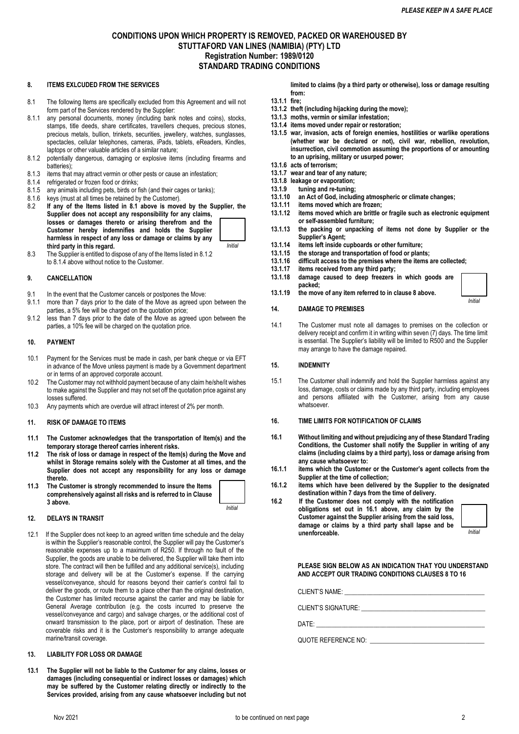# CONDITIONS UPON WHICH PROPERTY IS REMOVED, PACKED OR WAREHOUSED BY STUTTAFORD VAN LINES (NAMIBIA) (PTY) LTD
## Registration Number: 1989/0120
## STANDARD TRADING CONDITIONS

### 8. ITEMS EXLCUDED FROM THE SERVICES

8.1 The following Items are specifically excluded from this Agreement and will not form part of the Services rendered by the Supplier:

8.1.1 any personal documents, money (including bank notes and coins), stocks, stamps, title deeds, share certificates, travellers cheques, precious stones, precious metals, bullion, trinkets, securities, jewellery, watches, sunglasses, spectacles, cellular telephones, cameras, iPads, tablets, eReaders, Kindles, laptops or other valuable articles of a similar nature;

8.1.2 potentially dangerous, damaging or explosive items (including firearms and batteries);

8.1.3 items that may attract vermin or other pests or cause an infestation;

8.1.4 refrigerated or frozen food or drinks;

8.1.5 any animals including pets, birds or fish (and their cages or tanks);

8.1.6 keys (must at all times be retained by the Customer).

**8.2 If any of the Items listed in 8.1 above is moved by the Supplier, the Supplier does not accept any responsibility for any claims, losses or damages thereto or arising therefrom and the Customer hereby indemnifies and holds the Supplier harmless in respect of any loss or damage or claims by any third party in this regard.**

*Initial*

8.3 The Supplier is entitled to dispose of any of the Items listed in 8.1.2 to 8.1.4 above without notice to the Customer.

### 9. CANCELLATION

9.1 In the event that the Customer cancels or postpones the Move:

9.1.1 more than 7 days prior to the date of the Move as agreed upon between the parties, a 5% fee will be charged on the quotation price;

9.1.2 less than 7 days prior to the date of the Move as agreed upon between the parties, a 10% fee will be charged on the quotation price.

### 10. PAYMENT

10.1 Payment for the Services must be made in cash, per bank cheque or via EFT in advance of the Move unless payment is made by a Government department or in terms of an approved corporate account.

10.2 The Customer may not withhold payment because of any claim he/she/it wishes to make against the Supplier and may not set off the quotation price against any losses suffered.

10.3 Any payments which are overdue will attract interest of 2% per month.

### 11. RISK OF DAMAGE TO ITEMS

**11.1 The Customer acknowledges that the transportation of Item(s) and the temporary storage thereof carries inherent risks.**

**11.2 The risk of loss or damage in respect of the Item(s) during the Move and whilst in Storage remains solely with the Customer at all times, and the Supplier does not accept any responsibility for any loss or damage thereto.**

**11.3 The Customer is strongly recommended to insure the Items comprehensively against all risks and is referred to in Clause 3 above.**

*Initial*

### 12. DELAYS IN TRANSIT

12.1 If the Supplier does not keep to an agreed written time schedule and the delay is within the Supplier's reasonable control, the Supplier will pay the Customer's reasonable expenses up to a maximum of R250. If through no fault of the Supplier, the goods are unable to be delivered, the Supplier will take them into store. The contract will then be fulfilled and any additional service(s), including storage and delivery will be at the Customer's expense. If the carrying vessel/conveyance, should for reasons beyond their carrier's control fail to deliver the goods, or route them to a place other than the original destination, the Customer has limited recourse against the carrier and may be liable for General Average contribution (e.g. the costs incurred to preserve the vessel/conveyance and cargo) and salvage charges, or the additional cost of onward transmission to the place, port or airport of destination. These are coverable risks and it is the Customer's responsibility to arrange adequate marine/transit coverage.

### 13. LIABILITY FOR LOSS OR DAMAGE

**13.1 The Supplier will not be liable to the Customer for any claims, losses or damages (including consequential or indirect losses or damages) which may be suffered by the Customer relating directly or indirectly to the Services provided, arising from any cause whatsoever including but not limited to claims (by a third party or otherwise), loss or damage resulting from:**

**13.1.1 fire;**

**13.1.2 theft (including hijacking during the move);**

**13.1.3 moths, vermin or similar infestation;**

**13.1.4 items moved under repair or restoration;**

**13.1.5 war, invasion, acts of foreign enemies, hostilities or warlike operations (whether war be declared or not), civil war, rebellion, revolution, insurrection, civil commotion assuming the proportions of or amounting to an uprising, military or usurped power;**

**13.1.6 acts of terrorism;**

**13.1.7 wear and tear of any nature;**

**13.1.8 leakage or evaporation;**

**13.1.9 tuning and re-tuning;**

**13.1.10 an Act of God, including atmospheric or climate changes;**

**13.1.11 items moved which are frozen;**

**13.1.12 items moved which are brittle or fragile such as electronic equipment or self-assembled furniture;**

**13.1.13 the packing or unpacking of items not done by Supplier or the Supplier's Agent;**

**13.1.14 items left inside cupboards or other furniture;**

**13.1.15 the storage and transportation of food or plants;**

**13.1.16 difficult access to the premises where the items are collected;**

**13.1.17 items received from any third party;**

**13.1.18 damage caused to deep freezers in which goods are packed;**

**13.1.19 the move of any item referred to in clause 8 above.**

*Initial*

### 14. DAMAGE TO PREMISES

14.1 The Customer must note all damages to premises on the collection or delivery receipt and confirm it in writing within seven (7) days. The time limit is essential. The Supplier's liability will be limited to R500 and the Supplier may arrange to have the damage repaired.

### 15. INDEMNITY

15.1 The Customer shall indemnify and hold the Supplier harmless against any loss, damage, costs or claims made by any third party, including employees and persons affiliated with the Customer, arising from any cause whatsoever.

### 16. TIME LIMITS FOR NOTIFICATION OF CLAIMS

**16.1 Without limiting and without prejudicing any of these Standard Trading Conditions, the Customer shall notify the Supplier in writing of any claims (including claims by a third party), loss or damage arising from any cause whatsoever to:**

**16.1.1 items which the Customer or the Customer's agent collects from the Supplier at the time of collection;**

**16.1.2 items which have been delivered by the Supplier to the designated destination within 7 days from the time of delivery.**

**16.2 If the Customer does not comply with the notification obligations set out in 16.1 above, any claim by the Customer against the Supplier arising from the said loss, damage or claims by a third party shall lapse and be unenforceable.**

*Initial*

**PLEASE SIGN BELOW AS AN INDICATION THAT YOU UNDERSTAND AND ACCEPT OUR TRADING CONDITIONS CLAUSES 8 TO 16**

CLIENT'S NAME: ____________________

CLIENT'S SIGNATURE: ____________________

DATE: ____________________

QUOTE REFERENCE NO: ____________________

Nov 2021 — to be continued on next page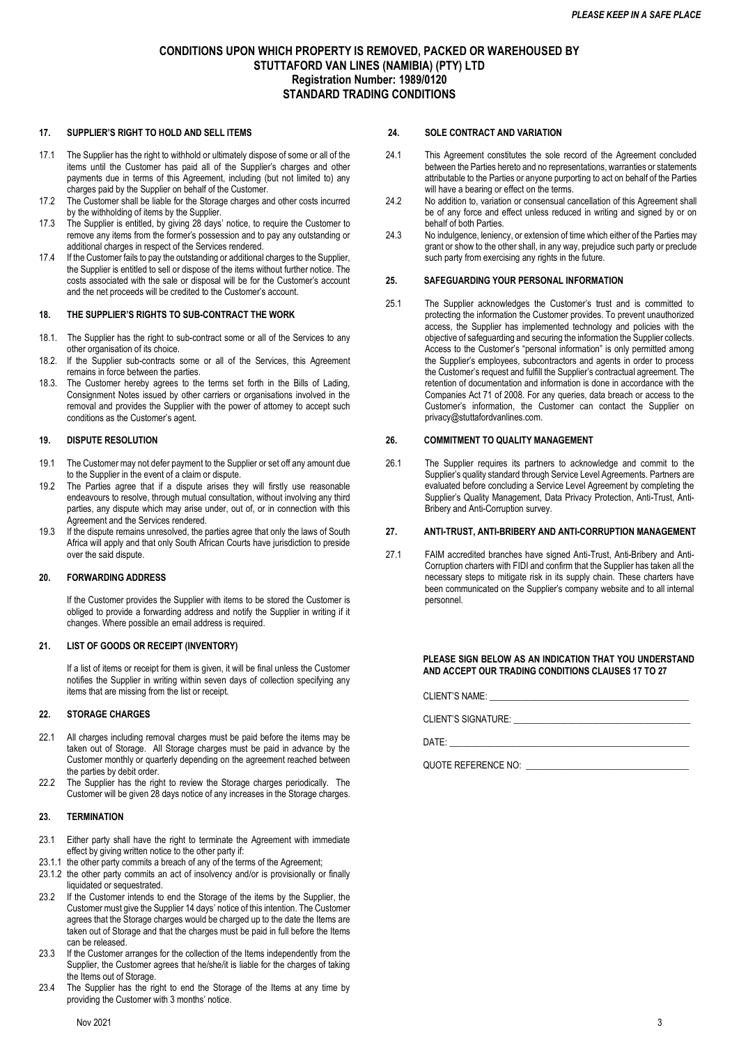*PLEASE KEEP IN A SAFE PLACE*

# CONDITIONS UPON WHICH PROPERTY IS REMOVED, PACKED OR WAREHOUSED BY STUTTAFORD VAN LINES (NAMIBIA) (PTY) LTD
## Registration Number: 1989/0120
## STANDARD TRADING CONDITIONS

### 17. SUPPLIER'S RIGHT TO HOLD AND SELL ITEMS

17.1 The Supplier has the right to withhold or ultimately dispose of some or all of the items until the Customer has paid all of the Supplier's charges and other payments due in terms of this Agreement, including (but not limited to) any charges paid by the Supplier on behalf of the Customer.

17.2 The Customer shall be liable for the Storage charges and other costs incurred by the withholding of items by the Supplier.

17.3 The Supplier is entitled, by giving 28 days' notice, to require the Customer to remove any items from the former's possession and to pay any outstanding or additional charges in respect of the Services rendered.

17.4 If the Customer fails to pay the outstanding or additional charges to the Supplier, the Supplier is entitled to sell or dispose of the items without further notice. The costs associated with the sale or disposal will be for the Customer's account and the net proceeds will be credited to the Customer's account.

### 18. THE SUPPLIER'S RIGHTS TO SUB-CONTRACT THE WORK

18.1. The Supplier has the right to sub-contract some or all of the Services to any other organisation of its choice.

18.2. If the Supplier sub-contracts some or all of the Services, this Agreement remains in force between the parties.

18.3. The Customer hereby agrees to the terms set forth in the Bills of Lading, Consignment Notes issued by other carriers or organisations involved in the removal and provides the Supplier with the power of attorney to accept such conditions as the Customer's agent.

### 19. DISPUTE RESOLUTION

19.1 The Customer may not defer payment to the Supplier or set off any amount due to the Supplier in the event of a claim or dispute.

19.2 The Parties agree that if a dispute arises they will firstly use reasonable endeavours to resolve, through mutual consultation, without involving any third parties, any dispute which may arise under, out of, or in connection with this Agreement and the Services rendered.

19.3 If the dispute remains unresolved, the parties agree that only the laws of South Africa will apply and that only South African Courts have jurisdiction to preside over the said dispute.

### 20. FORWARDING ADDRESS

If the Customer provides the Supplier with items to be stored the Customer is obliged to provide a forwarding address and notify the Supplier in writing if it changes. Where possible an email address is required.

### 21. LIST OF GOODS OR RECEIPT (INVENTORY)

If a list of items or receipt for them is given, it will be final unless the Customer notifies the Supplier in writing within seven days of collection specifying any items that are missing from the list or receipt.

### 22. STORAGE CHARGES

22.1 All charges including removal charges must be paid before the items may be taken out of Storage. All Storage charges must be paid in advance by the Customer monthly or quarterly depending on the agreement reached between the parties by debit order.

22.2 The Supplier has the right to review the Storage charges periodically. The Customer will be given 28 days notice of any increases in the Storage charges.

### 23. TERMINATION

23.1 Either party shall have the right to terminate the Agreement with immediate effect by giving written notice to the other party if:

23.1.1 the other party commits a breach of any of the terms of the Agreement;

23.1.2 the other party commits an act of insolvency and/or is provisionally or finally liquidated or sequestrated.

23.2 If the Customer intends to end the Storage of the items by the Supplier, the Customer must give the Supplier 14 days' notice of this intention. The Customer agrees that the Storage charges would be charged up to the date the Items are taken out of Storage and that the charges must be paid in full before the Items can be released.

23.3 If the Customer arranges for the collection of the Items independently from the Supplier, the Customer agrees that he/she/it is liable for the charges of taking the Items out of Storage.

23.4 The Supplier has the right to end the Storage of the Items at any time by providing the Customer with 3 months' notice.

### 24. SOLE CONTRACT AND VARIATION

24.1 This Agreement constitutes the sole record of the Agreement concluded between the Parties hereto and no representations, warranties or statements attributable to the Parties or anyone purporting to act on behalf of the Parties will have a bearing or effect on the terms.

24.2 No addition to, variation or consensual cancellation of this Agreement shall be of any force and effect unless reduced in writing and signed by or on behalf of both Parties.

24.3 No indulgence, leniency, or extension of time which either of the Parties may grant or show to the other shall, in any way, prejudice such party or preclude such party from exercising any rights in the future.

### 25. SAFEGUARDING YOUR PERSONAL INFORMATION

25.1 The Supplier acknowledges the Customer's trust and is committed to protecting the information the Customer provides. To prevent unauthorized access, the Supplier has implemented technology and policies with the objective of safeguarding and securing the information the Supplier collects. Access to the Customer's "personal information" is only permitted among the Supplier's employees, subcontractors and agents in order to process the Customer's request and fulfill the Supplier's contractual agreement. The retention of documentation and information is done in accordance with the Companies Act 71 of 2008. For any queries, data breach or access to the Customer's information, the Customer can contact the Supplier on privacy@stuttafordvanlines.com.

### 26. COMMITMENT TO QUALITY MANAGEMENT

26.1 The Supplier requires its partners to acknowledge and commit to the Supplier's quality standard through Service Level Agreements. Partners are evaluated before concluding a Service Level Agreement by completing the Supplier's Quality Management, Data Privacy Protection, Anti-Trust, Anti-Bribery and Anti-Corruption survey.

### 27. ANTI-TRUST, ANTI-BRIBERY AND ANTI-CORRUPTION MANAGEMENT

27.1 FAIM accredited branches have signed Anti-Trust, Anti-Bribery and Anti-Corruption charters with FIDI and confirm that the Supplier has taken all the necessary steps to mitigate risk in its supply chain. These charters have been communicated on the Supplier's company website and to all internal personnel.

**PLEASE SIGN BELOW AS AN INDICATION THAT YOU UNDERSTAND AND ACCEPT OUR TRADING CONDITIONS CLAUSES 17 TO 27**

CLIENT'S NAME: ____________________________________________

CLIENT'S SIGNATURE: ______________________________________

DATE: ____________________________________________________

QUOTE REFERENCE NO: ____________________________________

Nov 2021